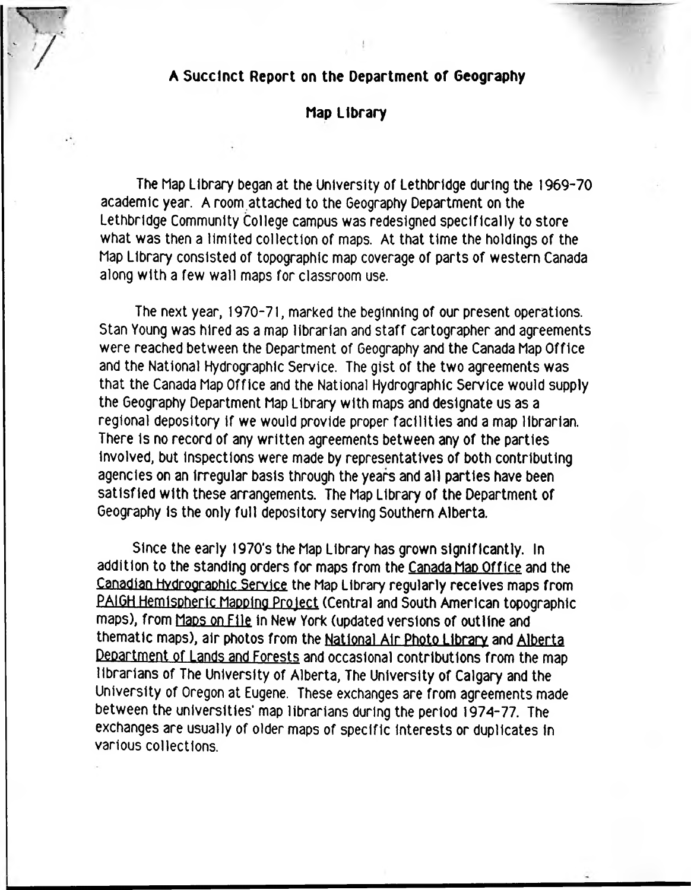# A Succinct Report on the Department of Geography

## Map Library

The Map Library began at the University of Lethbridge during the 1969-70 academic year. A room attached to the Geography Department on the Lethbridge Community College campus was redesigned specifically to store what was then a limited collection of maps. At that time the holdings of the Map Library consisted of topographic map coverage of parts of western Canada along with a few wall maps for classroom use.

The next year, 1970-71, marked the beginning of our present operations. Stan Young was hired as a map librarian and staff cartographer and agreements were reached between the Department of Geography and the Canada Map Office and the National Hydrographic Service. The gist of the two agreements was that the Canada Map Office and the National Hydrographic Service would supply the Geography Department Map Library with maps and designate us as a regional depository if we would provide proper facilities and a map librarian. There is no record of any written agreements between any of the parties involved, but inspections were made by representatives of both contributing agencies on an irregular basis through the years and all parties have been satisfied with these arrangements. The Map Library of the Department of Geography is the only full depository serving Southern Alberta.

Since the early 1970's the Map Library has grown significantly. In addition to the standing orders for maps from the Canada Map Office and the Canadian Hydrographic Service the Map Library regularly receives maps from PAIGH Hemispheric Mapping Project (Central and South American topographic maps), from Maps on File in New York (updated versions of outline and thematic maps), air photos from the National Air Photo Library and Alberta Department of Lands and Forests and occasional contributions from the map librarians of The University of Alberta, The University of Calgary and the University of Oregon at Eugene. These exchanges are from agreements made between the universities' map librarians during the period 1974-77. The exchanges are usually of older maps of specific interests or duplicates in various collections.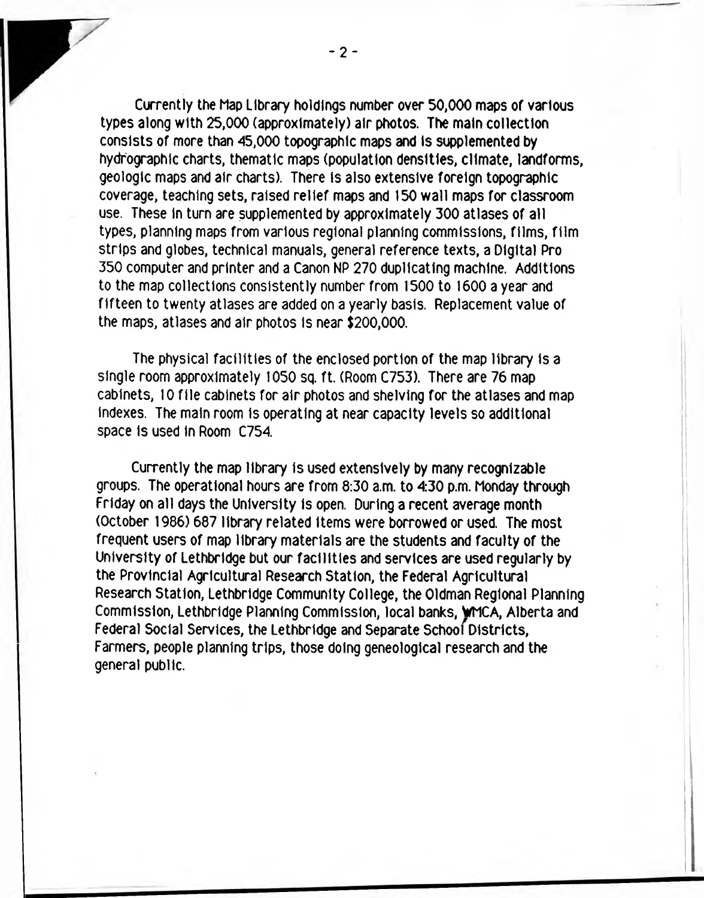Currently the Map Library holdings number over 50,000 maps of various types along with 25,000 (approximately) air photos. The main collection consists of more than 45,000 topographic maps and is supplemented by hydrographic charts, thematic maps (population densities, climate, landforms, geologic maps and air charts). There is also extensive foreign topographic coverage, teaching sets, raised relief maps and 150 wall maps for classroom use. These in turn are supplemented by approximately 300 atlases of all types, planning maps from various regional planning commissions, films, film strips and globes, technical manuals, general reference texts, a Digital Pro 350 computer and printer and a Canon NP 270 duplicating machine. Additions to the map collections consistently number from 1500 to 1600 a year and fifteen to twenty atlases are added on a yearly basis. Replacement value of the maps, atlases and air photos is near $200,000.

The physical facilities of the enclosed portion of the map library is a single room approximately 1050 sq. ft. (Room C753). There are 76 map cabinets, 10 file cabinets for air photos and shelving for the atlases and map indexes. The main room is operating at near capacity levels so additional space is used in Room C754.

Currently the map library is used extensively by many recognizable groups. The operational hours are from 8:30 a.m. to 4:30 p.m. Monday through Friday on all days the University is open. During a recent average month (October 1986) 687 library related items were borrowed or used. The most frequent users of map library materials are the students and faculty of the University of Lethbridge but our facilities and services are used regularly by the Provincial Agricultural Research Station, the Federal Agricultural Research Station, Lethbridge Community College, the Oldman Regional Planning Commission, Lethbridge Planning Commission, local banks, YMCA, Alberta and Federal Social Services, the Lethbridge and Separate School Districts, Farmers, people planning trips, those doing geneological research and the general public.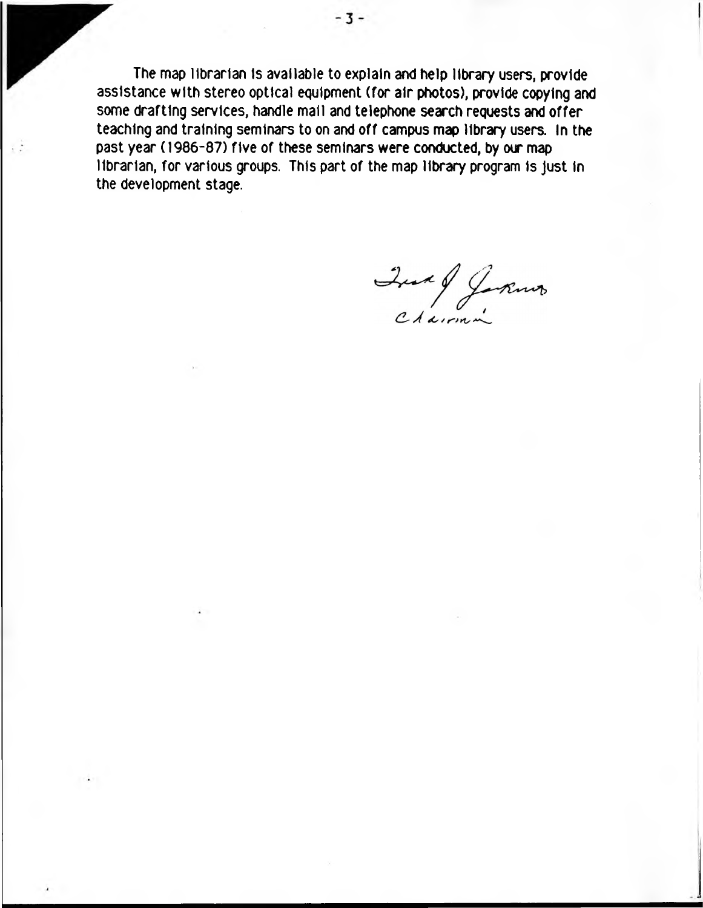The map librarian is available to explain and help library users, provide assistance with stereo optical equipment (for air photos), provide copying and some drafting services, handle mail and telephone search requests and offer teaching and training seminars to on and off campus map library users. In the past year (1986-87) five of these seminars were conducted, by our map librarian, for various groups. This part of the map library program is just in the development stage.

Fred J. Jackson
Chairman